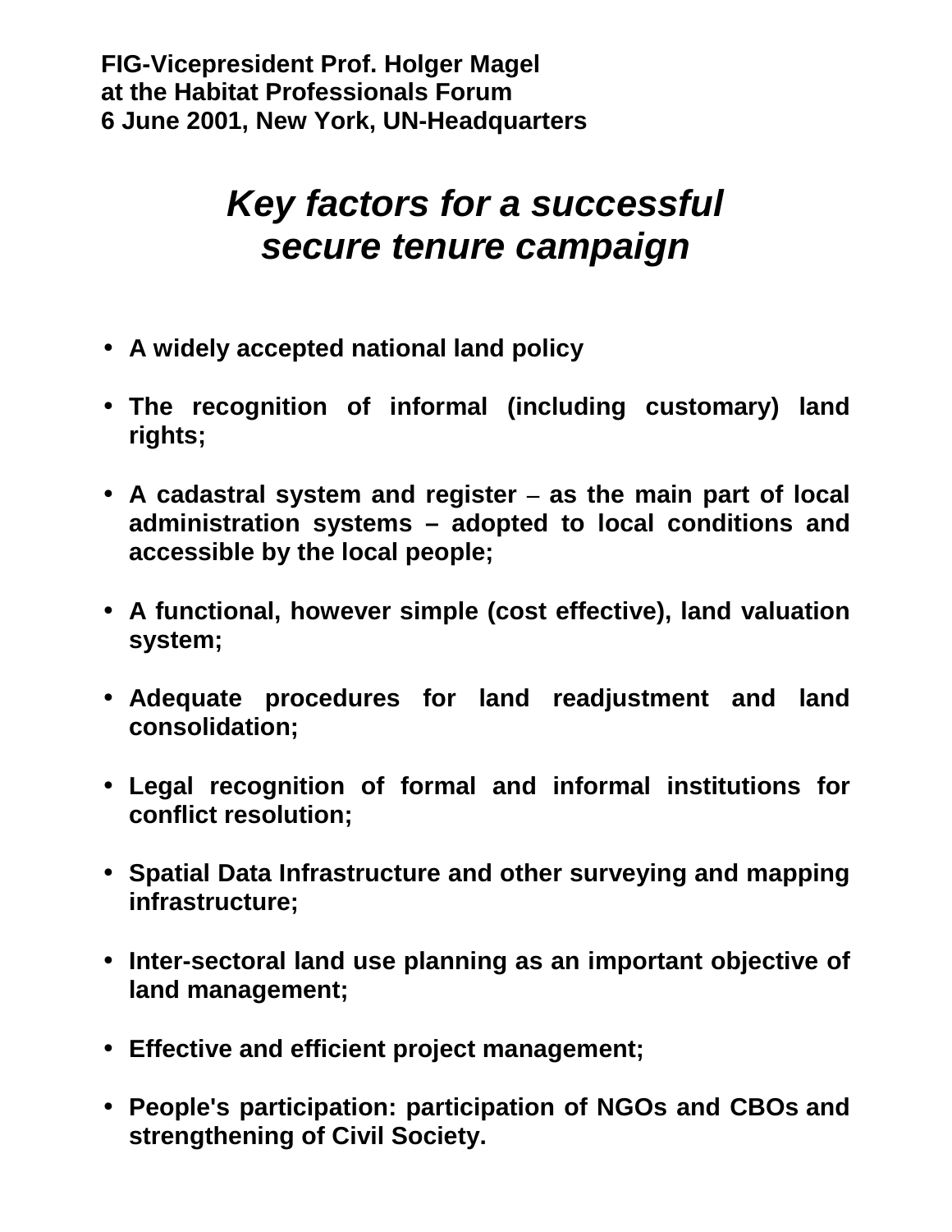**FIG-Vicepresident Prof. Holger Magel**
**at the Habitat Professionals Forum**
**6 June 2001, New York, UN-Headquarters**

# *Key factors for a successful secure tenure campaign*

- **A widely accepted national land policy**
- **The recognition of informal (including customary) land rights;**
- **A cadastral system and register – as the main part of local administration systems – adopted to local conditions and accessible by the local people;**
- **A functional, however simple (cost effective), land valuation system;**
- **Adequate procedures for land readjustment and land consolidation;**
- **Legal recognition of formal and informal institutions for conflict resolution;**
- **Spatial Data Infrastructure and other surveying and mapping infrastructure;**
- **Inter-sectoral land use planning as an important objective of land management;**
- **Effective and efficient project management;**
- **People's participation: participation of NGOs and CBOs and strengthening of Civil Society.**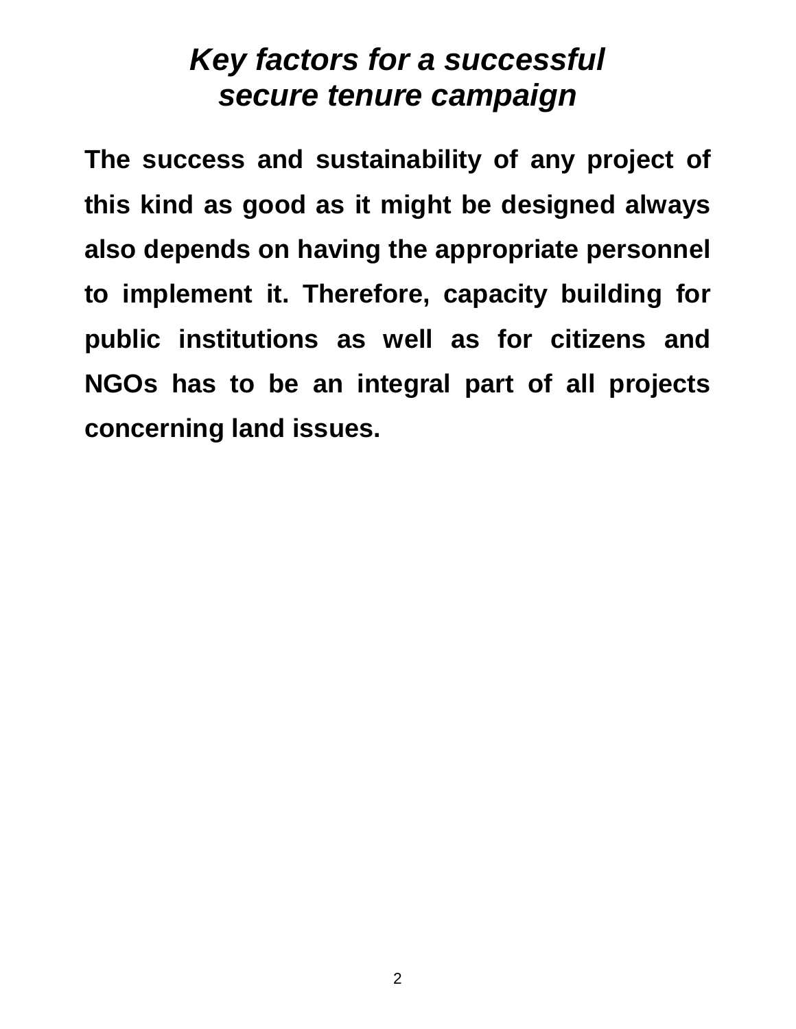# *Key factors for a successful secure tenure campaign*

**The success and sustainability of any project of this kind as good as it might be designed always also depends on having the appropriate personnel to implement it. Therefore, capacity building for public institutions as well as for citizens and NGOs has to be an integral part of all projects concerning land issues.**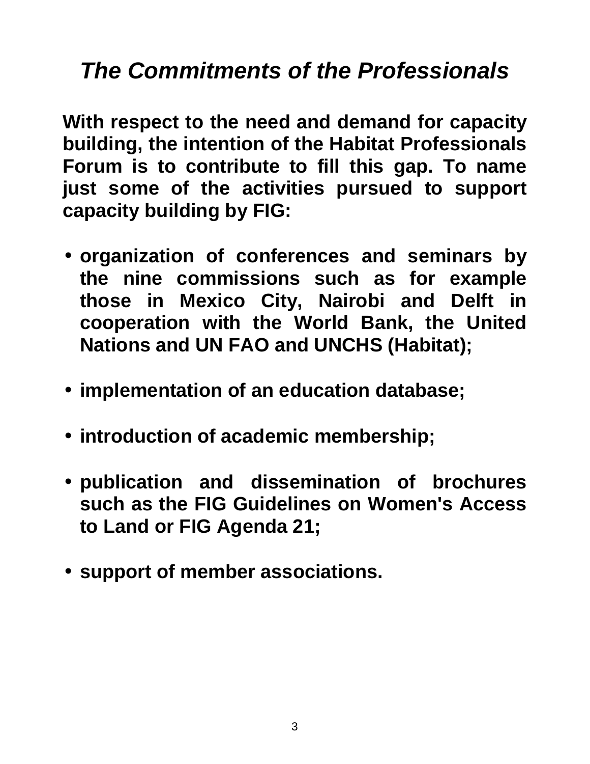## *The Commitments of the Professionals*

**With respect to the need and demand for capacity building, the intention of the Habitat Professionals Forum is to contribute to fill this gap. To name just some of the activities pursued to support capacity building by FIG:**

- **organization of conferences and seminars by the nine commissions such as for example those in Mexico City, Nairobi and Delft in cooperation with the World Bank, the United Nations and UN FAO and UNCHS (Habitat);**
- **implementation of an education database;**
- **introduction of academic membership;**
- **publication and dissemination of brochures such as the FIG Guidelines on Women's Access to Land or FIG Agenda 21;**
- **support of member associations.**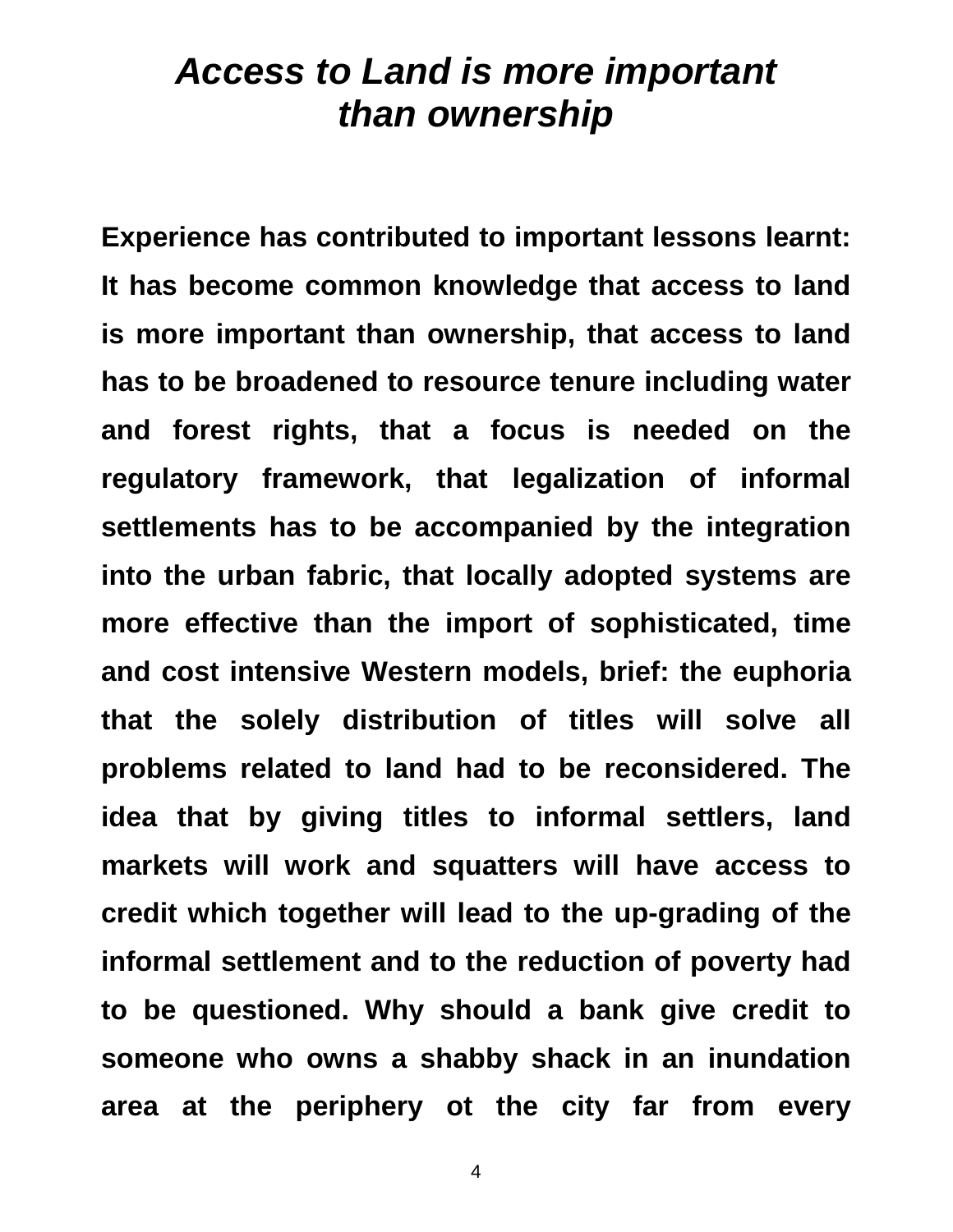# *Access to Land is more important than ownership*

**Experience has contributed to important lessons learnt: It has become common knowledge that access to land is more important than ownership, that access to land has to be broadened to resource tenure including water and forest rights, that a focus is needed on the regulatory framework, that legalization of informal settlements has to be accompanied by the integration into the urban fabric, that locally adopted systems are more effective than the import of sophisticated, time and cost intensive Western models, brief: the euphoria that the solely distribution of titles will solve all problems related to land had to be reconsidered. The idea that by giving titles to informal settlers, land markets will work and squatters will have access to credit which together will lead to the up-grading of the informal settlement and to the reduction of poverty had to be questioned. Why should a bank give credit to someone who owns a shabby shack in an inundation area at the periphery ot the city far from every**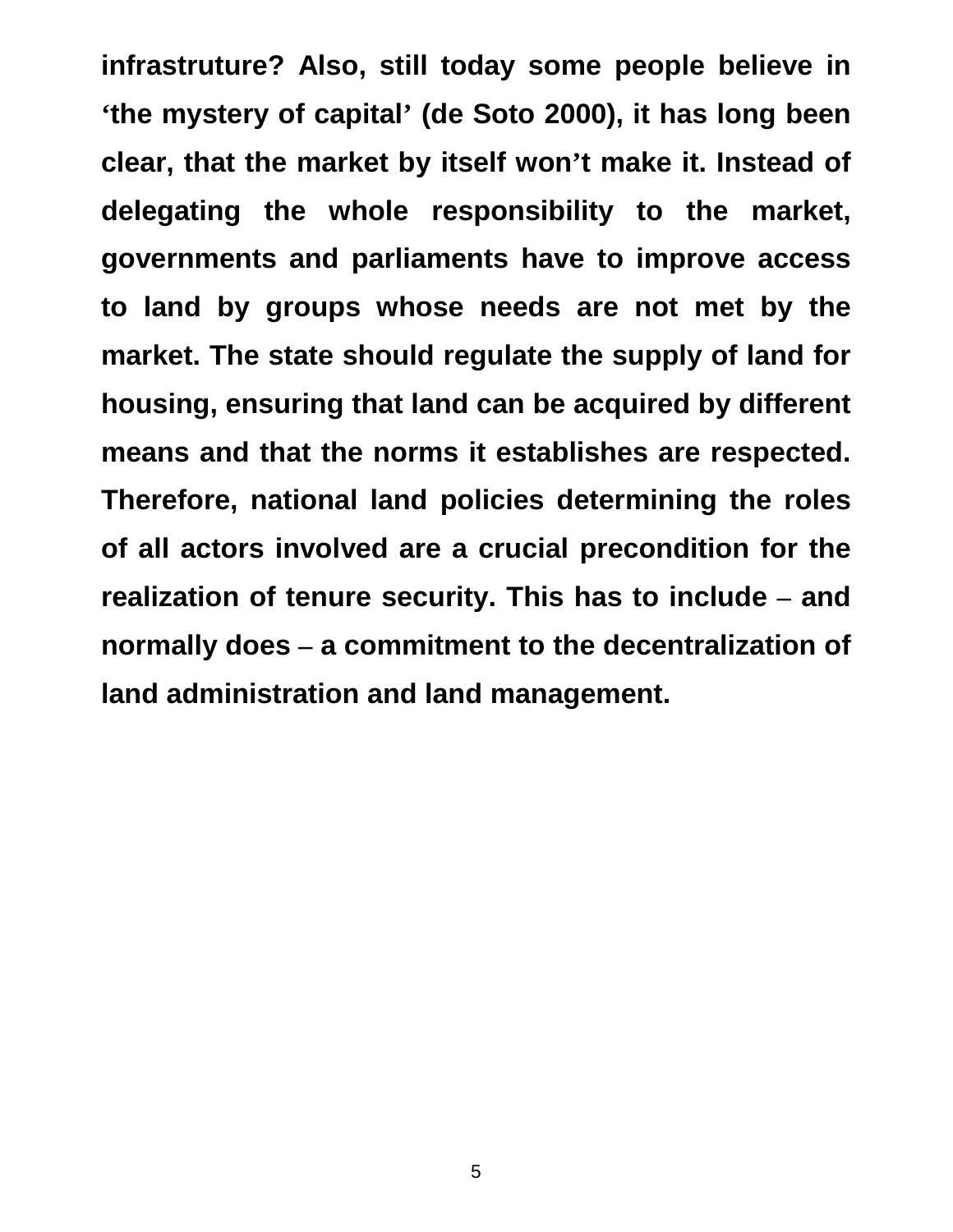**infrastruture? Also, still today some people believe in 'the mystery of capital' (de Soto 2000), it has long been clear, that the market by itself won't make it. Instead of delegating the whole responsibility to the market, governments and parliaments have to improve access to land by groups whose needs are not met by the market. The state should regulate the supply of land for housing, ensuring that land can be acquired by different means and that the norms it establishes are respected. Therefore, national land policies determining the roles of all actors involved are a crucial precondition for the realization of tenure security. This has to include – and normally does – a commitment to the decentralization of land administration and land management.**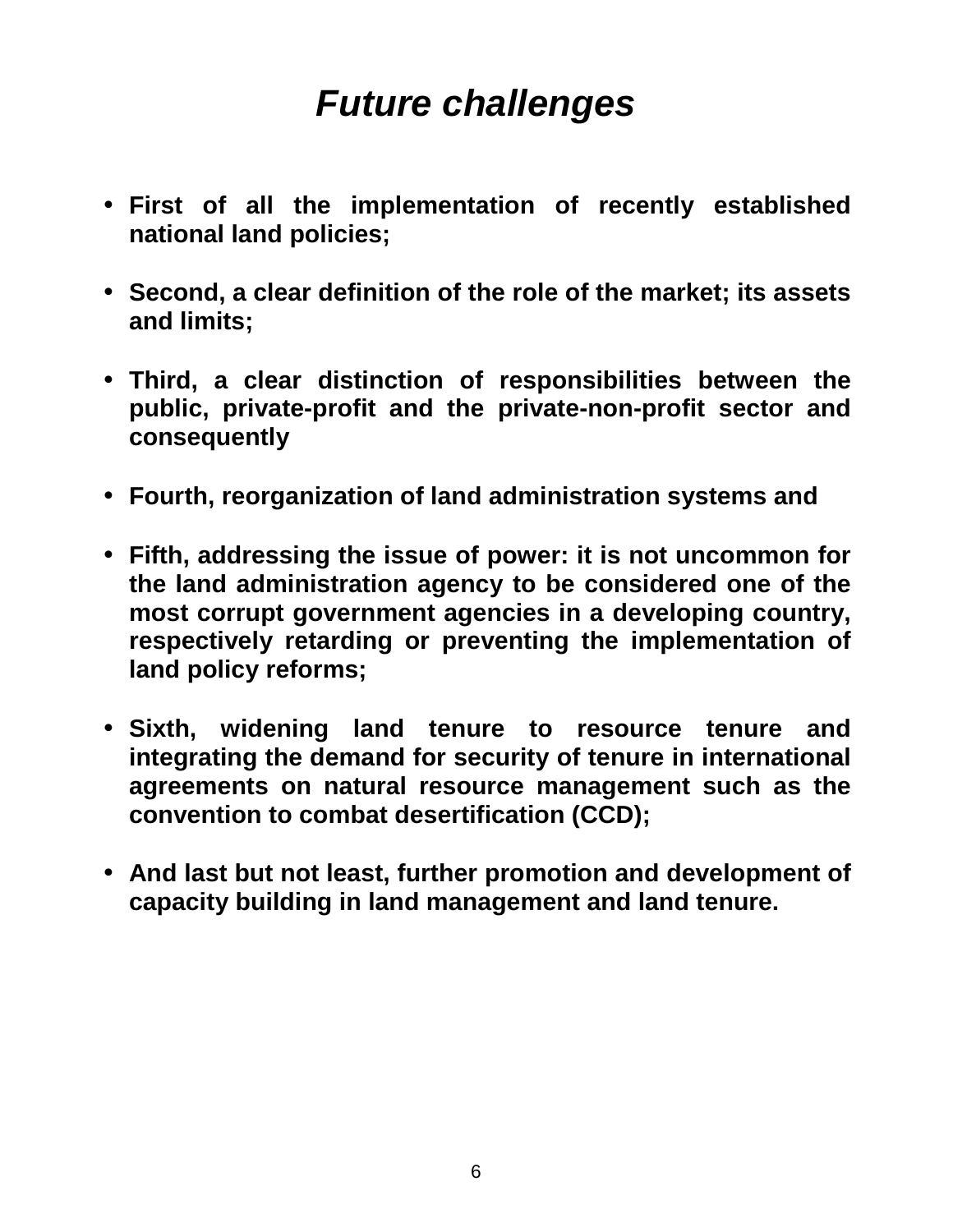# ***Future challenges***

- **First of all the implementation of recently established national land policies;**

- **Second, a clear definition of the role of the market; its assets and limits;**

- **Third, a clear distinction of responsibilities between the public, private-profit and the private-non-profit sector and consequently**

- **Fourth, reorganization of land administration systems and**

- **Fifth, addressing the issue of power: it is not uncommon for the land administration agency to be considered one of the most corrupt government agencies in a developing country, respectively retarding or preventing the implementation of land policy reforms;**

- **Sixth, widening land tenure to resource tenure and integrating the demand for security of tenure in international agreements on natural resource management such as the convention to combat desertification (CCD);**

- **And last but not least, further promotion and development of capacity building in land management and land tenure.**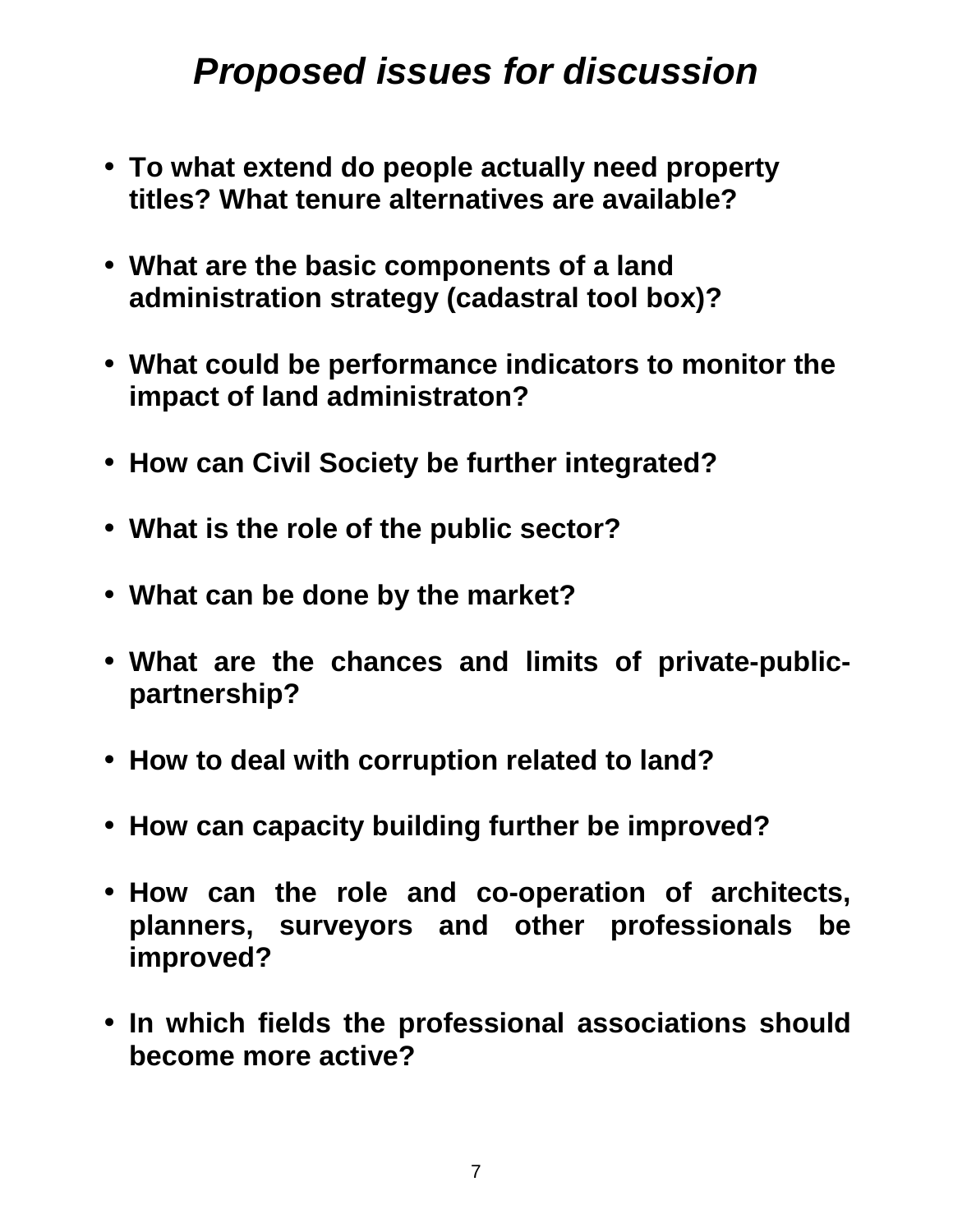# *Proposed issues for discussion*

- **To what extend do people actually need property titles? What tenure alternatives are available?**
- **What are the basic components of a land administration strategy (cadastral tool box)?**
- **What could be performance indicators to monitor the impact of land administraton?**
- **How can Civil Society be further integrated?**
- **What is the role of the public sector?**
- **What can be done by the market?**
- **What are the chances and limits of private-public-partnership?**
- **How to deal with corruption related to land?**
- **How can capacity building further be improved?**
- **How can the role and co-operation of architects, planners, surveyors and other professionals be improved?**
- **In which fields the professional associations should become more active?**